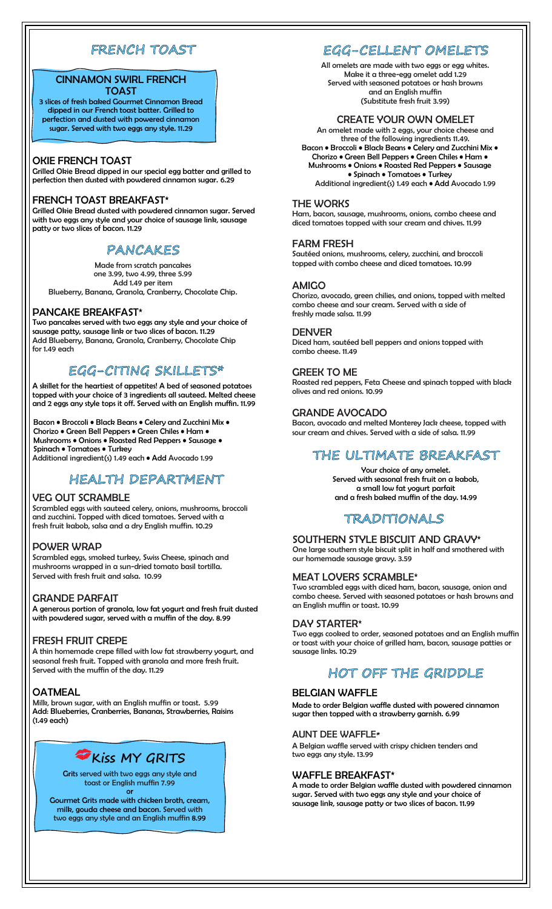# FRENCH TOAST

### CINNAMON SWIRL FRENCH TOAST

3 slices of fresh baked Gourmet Cinnamon Bread dipped in our French toast batter. Grilled to perfection and dusted with powered cinnamon sugar. Served with two eggs any style. 11.29

### OKIE FRENCH TOAST

Grilled Okie Bread dipped in our special egg batter and grilled to perfection then dusted with powdered cinnamon sugar. 6.29

### FRENCH TOAST BREAKFAST*

Grilled Okie Bread dusted with powdered cinnamon sugar. Served with two eggs any style and your choice of sausage link, sausage patty or two slices of bacon. 11.29

# PANCAKES

Made from scratch pancakes
one 3.99, two 4.99, three 5.99
Add 1.49 per item
Blueberry, Banana, Granola, Cranberry, Chocolate Chip.

### PANCAKE BREAKFAST*

Two pancakes served with two eggs any style and your choice of sausage patty, sausage link or two slices of bacon. 11.29
Add Blueberry, Banana, Granola, Cranberry, Chocolate Chip for 1.49 each

# EGG-CITING SKILLETS*

A skillet for the heartiest of appetites! A bed of seasoned potatoes topped with your choice of 3 ingredients all sauteed. Melted cheese and 2 eggs any style tops it off. Served with an English muffin. 11.99

Bacon • Broccoli • Black Beans • Celery and Zucchini Mix • Chorizo • Green Bell Peppers • Green Chiles • Ham • Mushrooms • Onions • Roasted Red Peppers • Sausage • Spinach • Tomatoes • Turkey
Additional ingredient(s) 1.49 each • Add Avocado 1.99

# HEALTH DEPARTMENT

### VEG OUT SCRAMBLE

Scrambled eggs with sauteed celery, onions, mushrooms, broccoli and zucchini. Topped with diced tomatoes. Served with a fresh fruit kabob, salsa and a dry English muffin. 10.29

### POWER WRAP

Scrambled eggs, smoked turkey, Swiss Cheese, spinach and mushrooms wrapped in a sun-dried tomato basil tortilla. Served with fresh fruit and salsa. 10.99

### GRANDE PARFAIT

A generous portion of granola, low fat yogurt and fresh fruit dusted with powdered sugar, served with a muffin of the day. 8.99

### FRESH FRUIT CREPE

A thin homemade crepe filled with low fat strawberry yogurt, and seasonal fresh fruit. Topped with granola and more fresh fruit. Served with the muffin of the day. 11.29

### OATMEAL

Milk, brown sugar, with an English muffin or toast. 5.99
Add: Blueberries, Cranberries, Bananas, Strawberries, Raisins (1.49 each)

# Kiss MY GRITS

Grits served with two eggs any style and toast or English muffin 7.99
or
Gourmet Grits made with chicken broth, cream, milk, gouda cheese and bacon. Served with two eggs any style and an English muffin 8.99

# EGG-CELLENT OMELETS

All omelets are made with two eggs or egg whites.
Make it a three-egg omelet add 1.29
Served with seasoned potatoes or hash browns and an English muffin
(Substitute fresh fruit 3.99)

### CREATE YOUR OWN OMELET

An omelet made with 2 eggs, your choice cheese and three of the following ingredients 11.49.
Bacon • Broccoli • Black Beans • Celery and Zucchini Mix • Chorizo • Green Bell Peppers • Green Chiles • Ham • Mushrooms • Onions • Roasted Red Peppers • Sausage • Spinach • Tomatoes • Turkey
Additional ingredient(s) 1.49 each • Add Avocado 1.99

### THE WORKS

Ham, bacon, sausage, mushrooms, onions, combo cheese and diced tomatoes topped with sour cream and chives. 11.99

### FARM FRESH

Sautéed onions, mushrooms, celery, zucchini, and broccoli topped with combo cheese and diced tomatoes. 10.99

### AMIGO

Chorizo, avocado, green chilies, and onions, topped with melted combo cheese and sour cream. Served with a side of freshly made salsa. 11.99

### DENVER

Diced ham, sautéed bell peppers and onions topped with combo cheese. 11.49

### GREEK TO ME

Roasted red peppers, Feta Cheese and spinach topped with black olives and red onions. 10.99

### GRANDE AVOCADO

Bacon, avocado and melted Monterey Jack cheese, topped with sour cream and chives. Served with a side of salsa. 11.99

# THE ULTIMATE BREAKFAST

Your choice of any omelet.
Served with seasonal fresh fruit on a kabob, a small low fat yogurt parfait and a fresh baked muffin of the day. 14.99

# TRADITIONALS

### SOUTHERN STYLE BISCUIT AND GRAVY*

One large southern style biscuit split in half and smothered with our homemade sausage gravy. 3.59

### MEAT LOVERS SCRAMBLE*

Two scrambled eggs with diced ham, bacon, sausage, onion and combo cheese. Served with seasoned potatoes or hash browns and an English muffin or toast. 10.99

### DAY STARTER*

Two eggs cooked to order, seasoned potatoes and an English muffin or toast with your choice of grilled ham, bacon, sausage patties or sausage links. 10.29

# HOT OFF THE GRIDDLE

### BELGIAN WAFFLE

Made to order Belgian waffle dusted with powered cinnamon sugar then topped with a strawberry garnish. 6.99

### AUNT DEE WAFFLE*

A Belgian waffle served with crispy chicken tenders and two eggs any style. 13.99

### WAFFLE BREAKFAST*

A made to order Belgian waffle dusted with powdered cinnamon sugar. Served with two eggs any style and your choice of sausage link, sausage patty or two slices of bacon. 11.99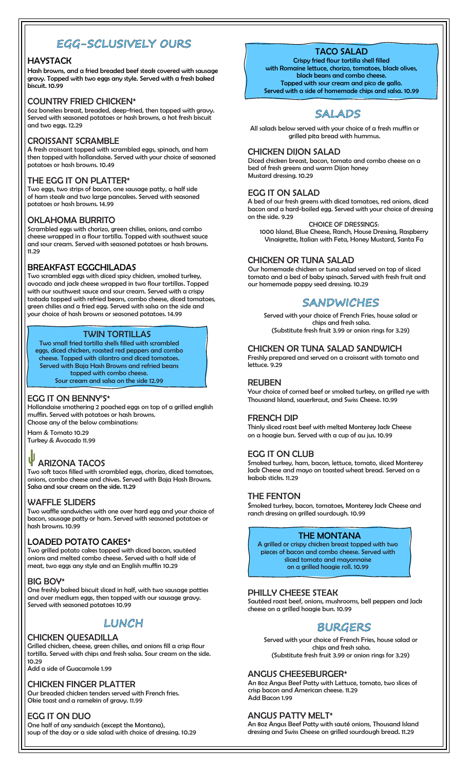# EGG-SCLUSIVELY OURS

## HAYSTACK

Hash browns, and a fried breaded beef steak covered with sausage gravy. Topped with two eggs any style. Served with a fresh baked biscuit. 10.99

## COUNTRY FRIED CHICKEN*

6oz boneless breast, breaded, deep-fried, then topped with gravy. Served with seasoned potatoes or hash browns, a hot fresh biscuit and two eggs. 12.29

## CROISSANT SCRAMBLE

A fresh croissant topped with scrambled eggs, spinach, and ham then topped with hollandaise. Served with your choice of seasoned potatoes or hash browns. 10.49

## THE EGG IT ON PLATTER*

Two eggs, two strips of bacon, one sausage patty, a half side of ham steak and two large pancakes. Served with seasoned potatoes or hash browns. 14.99

## OKLAHOMA BURRITO

Scrambled eggs with chorizo, green chilies, onions, and combo cheese wrapped in a flour tortilla. Topped with southwest sauce and sour cream. Served with seasoned potatoes or hash browns. 11.29

## BREAKFAST EGGCHILADAS

Two scrambled eggs with diced spicy chicken, smoked turkey, avocado and jack cheese wrapped in two flour tortillas. Topped with our southwest sauce and sour cream. Served with a crispy tostada topped with refried beans, combo cheese, diced tomatoes, green chilies and a fried egg. Served with salsa on the side and your choice of hash browns or seasoned potatoes. 14.99

## TWIN TORTILLAS

Two small fried tortilla shells filled with scrambled eggs, diced chicken, roasted red peppers and combo cheese. Topped with cilantro and diced tomatoes. Served with Baja Hash Browns and refried beans topped with combo cheese. Sour cream and salsa on the side 12.99

## EGG IT ON BENNY'S*

Hollandaise smothering 2 poached eggs on top of a grilled english muffin. Served with potatoes or hash browns. Choose any of the below combinations:

Ham & Tomato 10.29
Turkey & Avocado 11.99

## ARIZONA TACOS

Two soft tacos filled with scrambled eggs, chorizo, diced tomatoes, onions, combo cheese and chives. Served with Baja Hash Browns. Salsa and sour cream on the side. 11.29

## WAFFLE SLIDERS

Two waffle sandwiches with one over hard egg and your choice of bacon, sausage patty or ham. Served with seasoned potatoes or hash browns. 10.99

## LOADED POTATO CAKES*

Two grilled potato cakes topped with diced bacon, sautéed onions and melted combo cheese. Served with a half side of meat, two eggs any style and an English muffin 10.29

## BIG BOY*

One freshly baked biscuit sliced in half, with two sausage patties and over medium eggs, then topped with our sausage gravy. Served with seasoned potatoes 10.99

# LUNCH

## CHICKEN QUESADILLA

Grilled chicken, cheese, green chilies, and onions fill a crisp flour tortilla. Served with chips and fresh salsa. Sour cream on the side. 10.29

Add a side of Guacamole 1.99

## CHICKEN FINGER PLATTER

Our breaded chicken tenders served with French fries. Okie toast and a ramekin of gravy. 11.99

## EGG IT ON DUO

One half of any sandwich (except the Montana), soup of the day or a side salad with choice of dressing. 10.29

## TACO SALAD

Crispy fried flour tortilla shell filled with Romaine lettuce, chorizo, tomatoes, black olives, black beans and combo cheese. Topped with sour cream and pico de gallo. Served with a side of homemade chips and salsa. 10.99

# SALADS

All salads below served with your choice of a fresh muffin or grilled pita bread with hummus.

## CHICKEN DIJON SALAD

Diced chicken breast, bacon, tomato and combo cheese on a bed of fresh greens and warm Dijon honey Mustard dressing. 10.29

## EGG IT ON SALAD

A bed of our fresh greens with diced tomatoes, red onions, diced bacon and a hard-boiled egg. Served with your choice of dressing on the side. 9.29

CHOICE OF DRESSINGS:
1000 Island, Blue Cheese, Ranch, House Dressing, Raspberry Vinaigrette, Italian with Feta, Honey Mustard, Santa Fa

## CHICKEN OR TUNA SALAD

Our homemade chicken or tuna salad served on top of sliced tomato and a bed of baby spinach. Served with fresh fruit and our homemade poppy seed dressing. 10.29

# SANDWICHES

Served with your choice of French Fries, house salad or chips and fresh salsa.
(Substitute fresh fruit 3.99 or onion rings for 3.29)

## CHICKEN OR TUNA SALAD SANDWICH

Freshly prepared and served on a croissant with tomato and lettuce. 9.29

## REUBEN

Your choice of corned beef or smoked turkey, on grilled rye with Thousand Island, sauerkraut, and Swiss Cheese. 10.99

## FRENCH DIP

Thinly sliced roast beef with melted Monterey Jack Cheese on a hoagie bun. Served with a cup of au jus. 10.99

## EGG IT ON CLUB

Smoked turkey, ham, bacon, lettuce, tomato, sliced Monterey Jack Cheese and mayo on toasted wheat bread. Served on a kabob sticks. 11.29

## THE FENTON

Smoked turkey, bacon, tomatoes, Monterey Jack Cheese and ranch dressing on grilled sourdough. 10.99

## THE MONTANA

A grilled or crispy chicken breast topped with two pieces of bacon and combo cheese. Served with sliced tomato and mayonnaise on a grilled hoagie roll. 10.99

## PHILLY CHEESE STEAK

Sautéed roast beef, onions, mushrooms, bell peppers and Jack cheese on a grilled hoagie bun. 10.99

# BURGERS

Served with your choice of French Fries, house salad or chips and fresh salsa.
(Substitute fresh fruit 3.99 or onion rings for 3.29)

## ANGUS CHEESEBURGER*

An 8oz Angus Beef Patty with Lettuce, tomato, two slices of crisp bacon and American cheese. 11.29
Add Bacon 1.99

## ANGUS PATTY MELT*

An 8oz Angus Beef Patty with sauté onions, Thousand Island dressing and Swiss Cheese on grilled sourdough bread. 11.29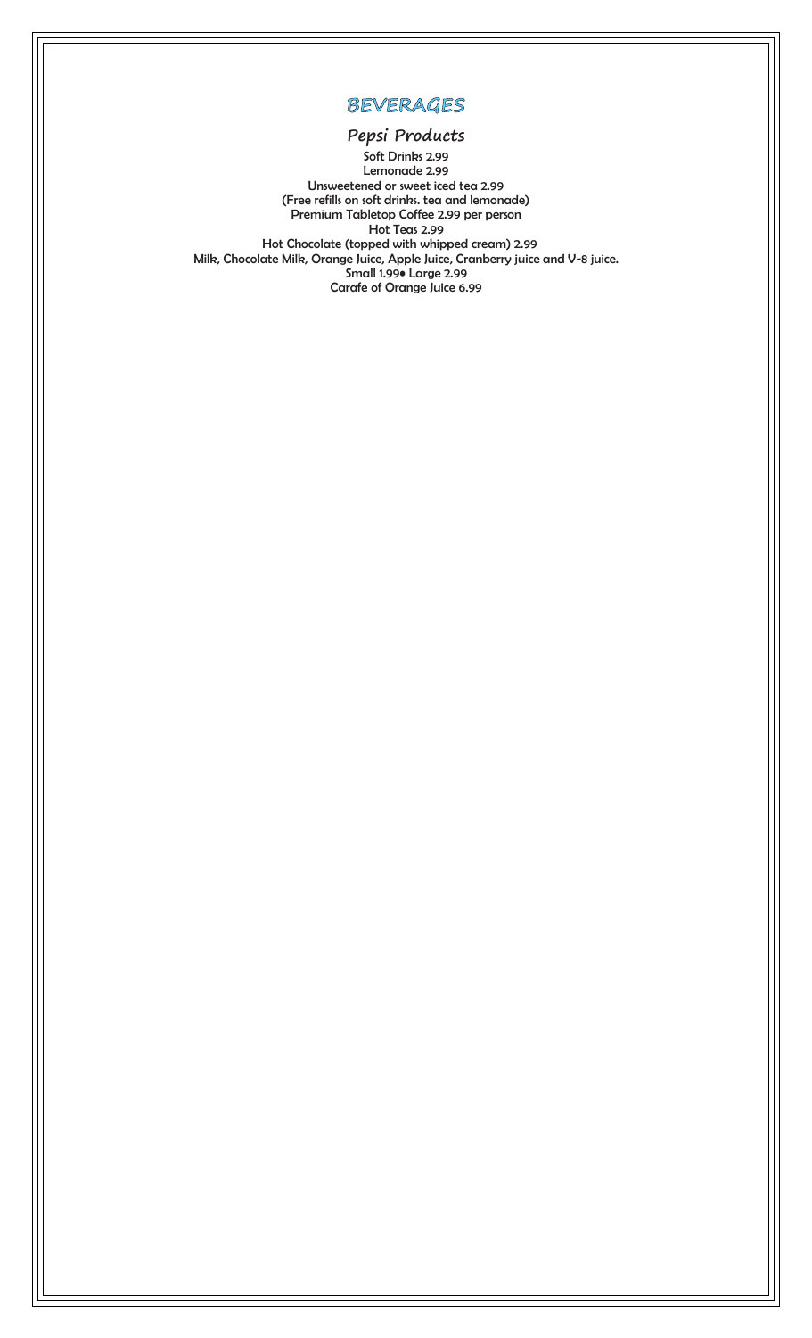# BEVERAGES

## Pepsi Products

Soft Drinks 2.99

Lemonade 2.99

Unsweetened or sweet iced tea 2.99

(Free refills on soft drinks. tea and lemonade)

Premium Tabletop Coffee 2.99 per person

Hot Teas 2.99

Hot Chocolate (topped with whipped cream) 2.99

Milk, Chocolate Milk, Orange Juice, Apple Juice, Cranberry juice and V-8 juice.

Small 1.99• Large 2.99

Carafe of Orange Juice 6.99